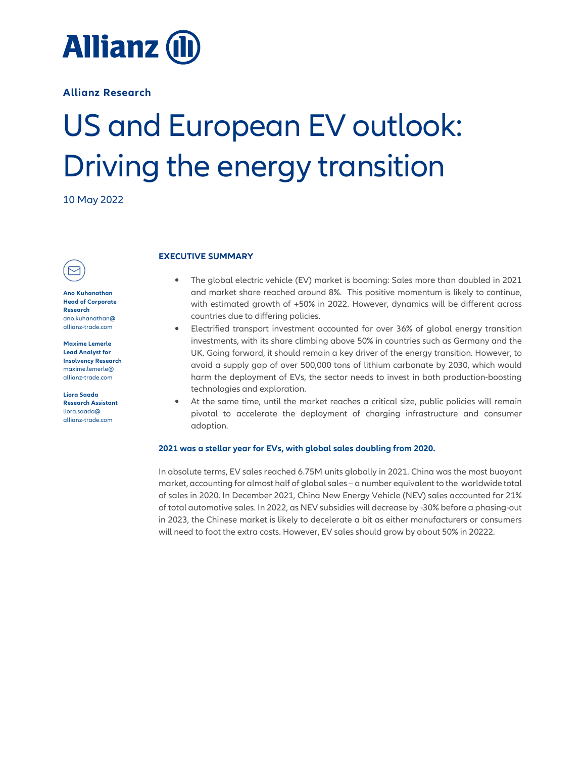Allianz

**Allianz Research**

# US and European EV outlook: Driving the energy transition

10 May 2022

**Ano Kuhanathan**
**Head of Corporate Research**
ano.kuhanathan@allianz-trade.com

**Maxime Lemerle**
**Lead Analyst for Insolvency Research**
maxime.lemerle@allianz-trade.com

**Liora Saada**
**Research Assistant**
liora.saada@allianz-trade.com

## EXECUTIVE SUMMARY

- The global electric vehicle (EV) market is booming: Sales more than doubled in 2021 and market share reached around 8%. This positive momentum is likely to continue, with estimated growth of +50% in 2022. However, dynamics will be different across countries due to differing policies.
- Electrified transport investment accounted for over 36% of global energy transition investments, with its share climbing above 50% in countries such as Germany and the UK. Going forward, it should remain a key driver of the energy transition. However, to avoid a supply gap of over 500,000 tons of lithium carbonate by 2030, which would harm the deployment of EVs, the sector needs to invest in both production-boosting technologies and exploration.
- At the same time, until the market reaches a critical size, public policies will remain pivotal to accelerate the deployment of charging infrastructure and consumer adoption.

### 2021 was a stellar year for EVs, with global sales doubling from 2020.

In absolute terms, EV sales reached 6.75M units globally in 2021. China was the most buoyant market, accounting for almost half of global sales – a number equivalent to the worldwide total of sales in 2020. In December 2021, China New Energy Vehicle (NEV) sales accounted for 21% of total automotive sales. In 2022, as NEV subsidies will decrease by -30% before a phasing-out in 2023, the Chinese market is likely to decelerate a bit as either manufacturers or consumers will need to foot the extra costs. However, EV sales should grow by about 50% in 20222.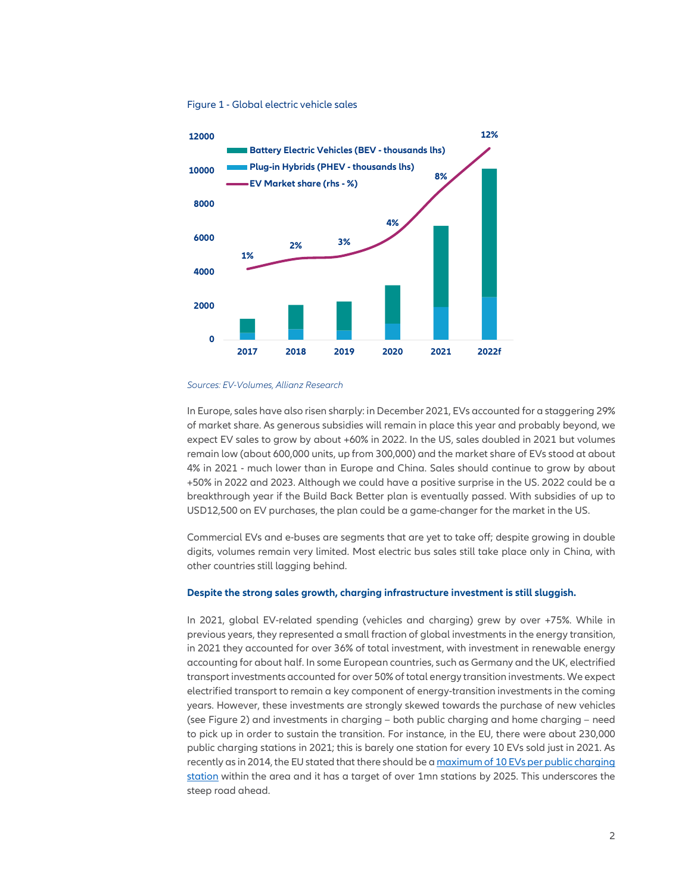Figure 1 - Global electric vehicle sales

Sources: EV-Volumes, Allianz Research

In Europe, sales have also risen sharply: in December 2021, EVs accounted for a staggering 29% of market share. As generous subsidies will remain in place this year and probably beyond, we expect EV sales to grow by about +60% in 2022. In the US, sales doubled in 2021 but volumes remain low (about 600,000 units, up from 300,000) and the market share of EVs stood at about 4% in 2021 - much lower than in Europe and China. Sales should continue to grow by about +50% in 2022 and 2023. Although we could have a positive surprise in the US. 2022 could be a breakthrough year if the Build Back Better plan is eventually passed. With subsidies of up to USD12,500 on EV purchases, the plan could be a game-changer for the market in the US.

Commercial EVs and e-buses are segments that are yet to take off; despite growing in double digits, volumes remain very limited. Most electric bus sales still take place only in China, with other countries still lagging behind.

**Despite the strong sales growth, charging infrastructure investment is still sluggish.**

In 2021, global EV-related spending (vehicles and charging) grew by over +75%. While in previous years, they represented a small fraction of global investments in the energy transition, in 2021 they accounted for over 36% of total investment, with investment in renewable energy accounting for about half. In some European countries, such as Germany and the UK, electrified transport investments accounted for over 50% of total energy transition investments. We expect electrified transport to remain a key component of energy-transition investments in the coming years. However, these investments are strongly skewed towards the purchase of new vehicles (see Figure 2) and investments in charging – both public charging and home charging – need to pick up in order to sustain the transition. For instance, in the EU, there were about 230,000 public charging stations in 2021; this is barely one station for every 10 EVs sold just in 2021. As recently as in 2014, the EU stated that there should be a maximum of 10 EVs per public charging station within the area and it has a target of over 1mn stations by 2025. This underscores the steep road ahead.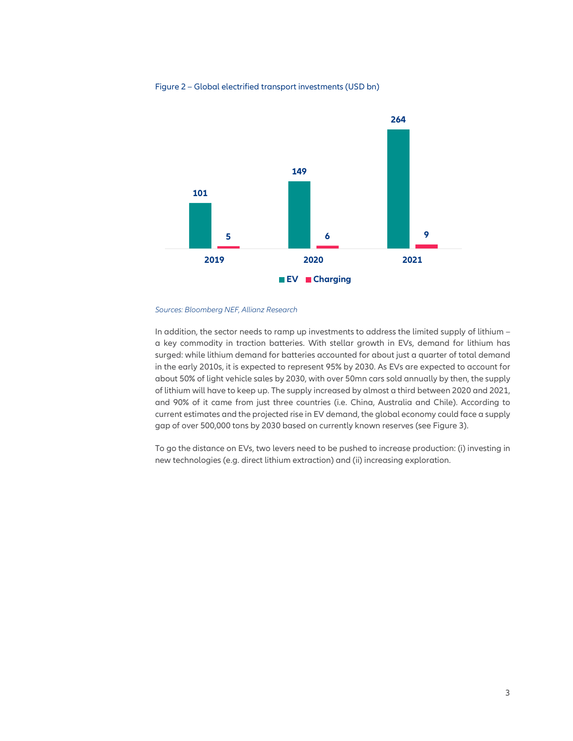Figure 2 – Global electrified transport investments (USD bn)

| | EV | Charging |
|---|---|---|
| 2019 | 101 | 5 |
| 2020 | 149 | 6 |
| 2021 | 264 | 9 |

*Sources: Bloomberg NEF, Allianz Research*

In addition, the sector needs to ramp up investments to address the limited supply of lithium – a key commodity in traction batteries. With stellar growth in EVs, demand for lithium has surged: while lithium demand for batteries accounted for about just a quarter of total demand in the early 2010s, it is expected to represent 95% by 2030. As EVs are expected to account for about 50% of light vehicle sales by 2030, with over 50mn cars sold annually by then, the supply of lithium will have to keep up. The supply increased by almost a third between 2020 and 2021, and 90% of it came from just three countries (i.e. China, Australia and Chile). According to current estimates and the projected rise in EV demand, the global economy could face a supply gap of over 500,000 tons by 2030 based on currently known reserves (see Figure 3).

To go the distance on EVs, two levers need to be pushed to increase production: (i) investing in new technologies (e.g. direct lithium extraction) and (ii) increasing exploration.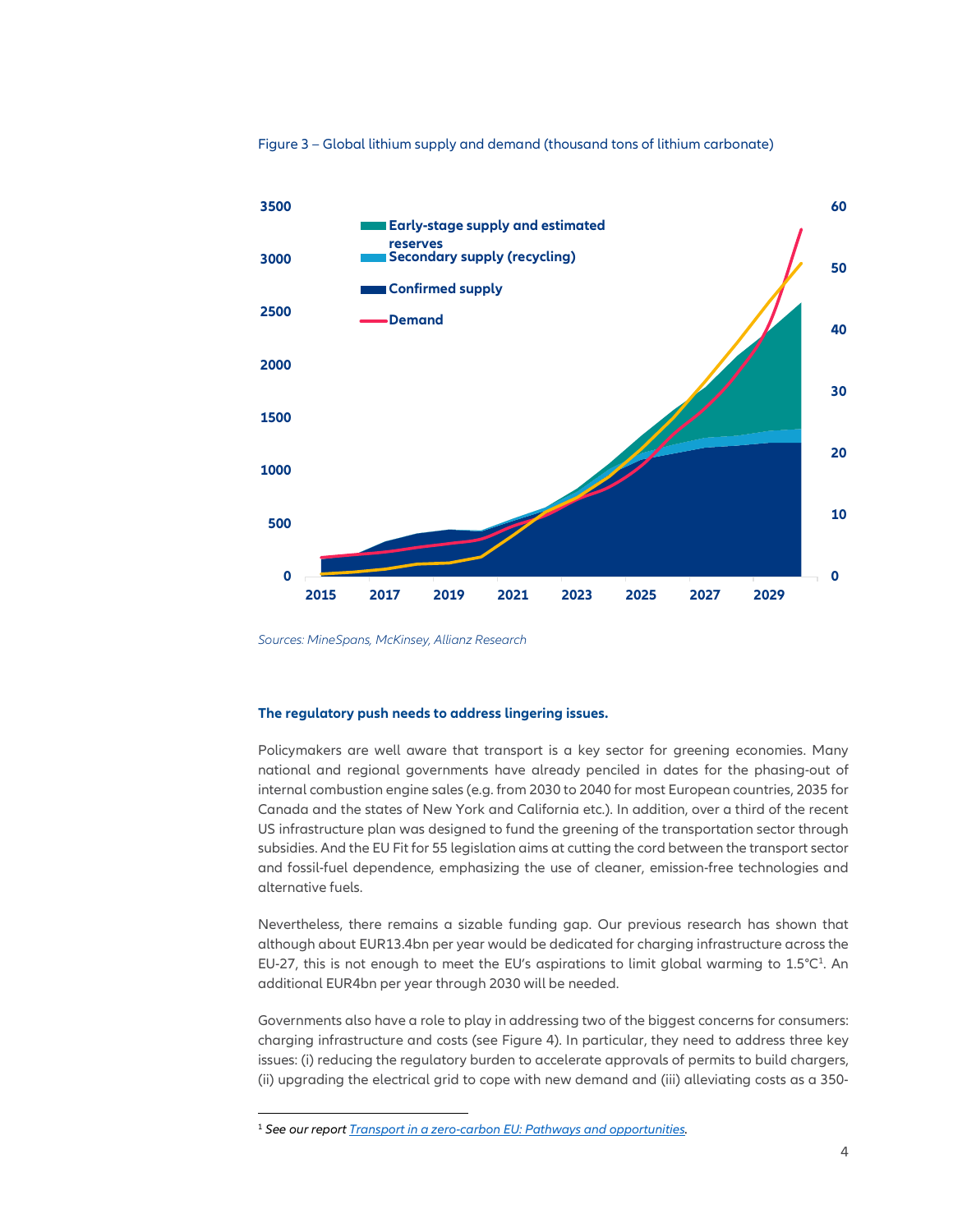Figure 3 – Global lithium supply and demand (thousand tons of lithium carbonate)

Sources: MineSpans, McKinsey, Allianz Research

**The regulatory push needs to address lingering issues.**

Policymakers are well aware that transport is a key sector for greening economies. Many national and regional governments have already penciled in dates for the phasing-out of internal combustion engine sales (e.g. from 2030 to 2040 for most European countries, 2035 for Canada and the states of New York and California etc.). In addition, over a third of the recent US infrastructure plan was designed to fund the greening of the transportation sector through subsidies. And the EU Fit for 55 legislation aims at cutting the cord between the transport sector and fossil-fuel dependence, emphasizing the use of cleaner, emission-free technologies and alternative fuels.

Nevertheless, there remains a sizable funding gap. Our previous research has shown that although about EUR13.4bn per year would be dedicated for charging infrastructure across the EU-27, this is not enough to meet the EU's aspirations to limit global warming to 1.5°C[1]. An additional EUR4bn per year through 2030 will be needed.

Governments also have a role to play in addressing two of the biggest concerns for consumers: charging infrastructure and costs (see Figure 4). In particular, they need to address three key issues: (i) reducing the regulatory burden to accelerate approvals of permits to build chargers, (ii) upgrading the electrical grid to cope with new demand and (iii) alleviating costs as a 350-

[1] *See our report Transport in a zero-carbon EU: Pathways and opportunities.*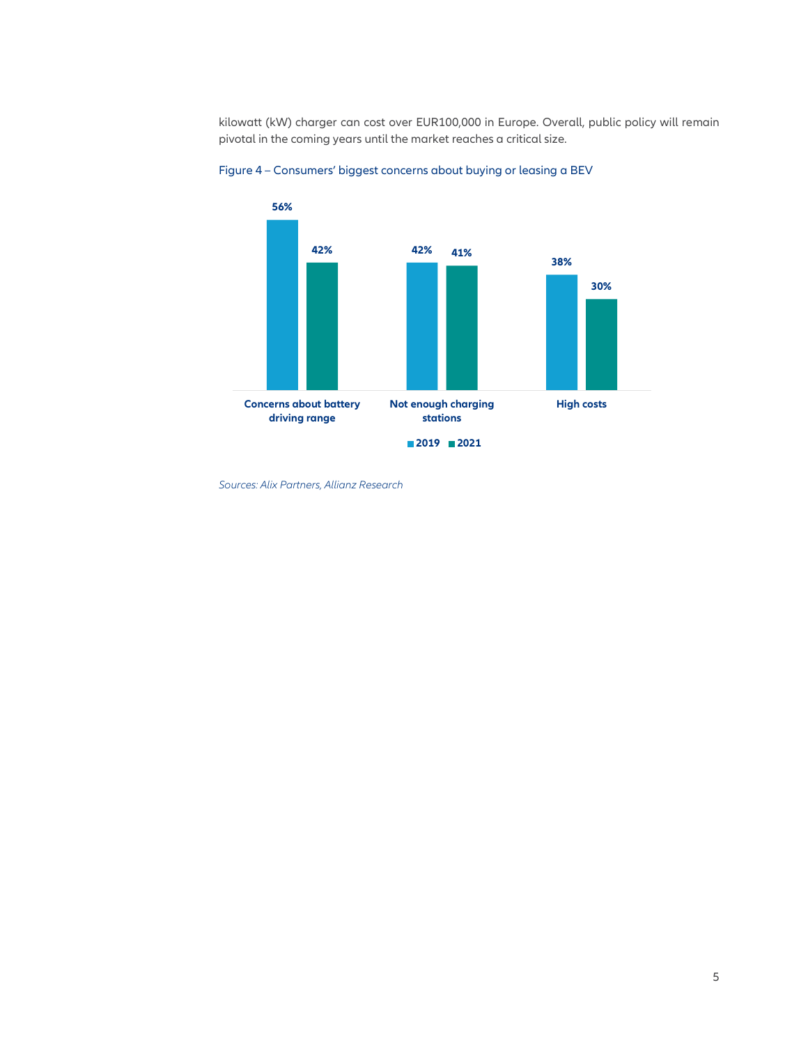kilowatt (kW) charger can cost over EUR100,000 in Europe. Overall, public policy will remain pivotal in the coming years until the market reaches a critical size.

Figure 4 – Consumers' biggest concerns about buying or leasing a BEV

| | 2019 | 2021 |
| --- | --- | --- |
| Concerns about battery driving range | 56% | 42% |
| Not enough charging stations | 42% | 41% |
| High costs | 38% | 30% |

*Sources: Alix Partners, Allianz Research*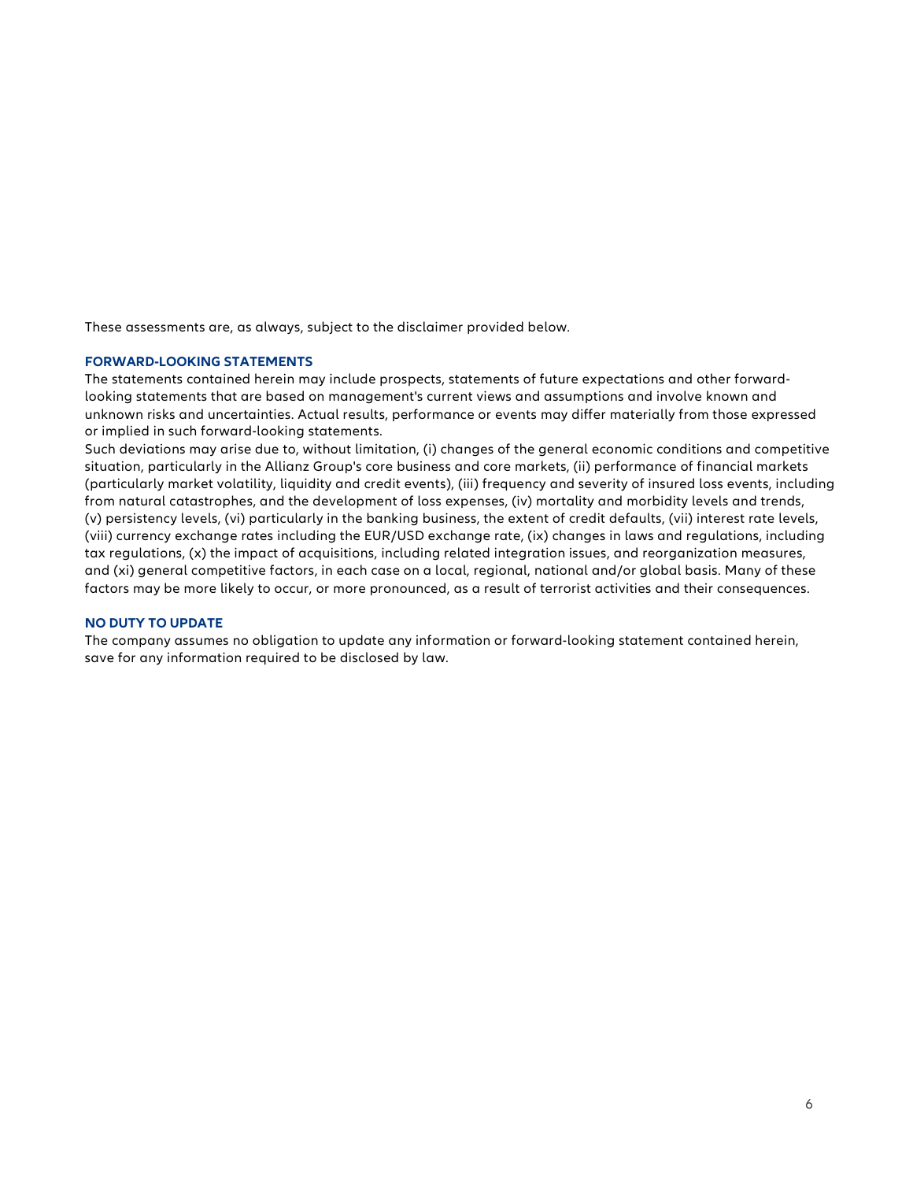These assessments are, as always, subject to the disclaimer provided below.

## FORWARD-LOOKING STATEMENTS

The statements contained herein may include prospects, statements of future expectations and other forward-looking statements that are based on management's current views and assumptions and involve known and unknown risks and uncertainties. Actual results, performance or events may differ materially from those expressed or implied in such forward-looking statements.

Such deviations may arise due to, without limitation, (i) changes of the general economic conditions and competitive situation, particularly in the Allianz Group's core business and core markets, (ii) performance of financial markets (particularly market volatility, liquidity and credit events), (iii) frequency and severity of insured loss events, including from natural catastrophes, and the development of loss expenses, (iv) mortality and morbidity levels and trends, (v) persistency levels, (vi) particularly in the banking business, the extent of credit defaults, (vii) interest rate levels, (viii) currency exchange rates including the EUR/USD exchange rate, (ix) changes in laws and regulations, including tax regulations, (x) the impact of acquisitions, including related integration issues, and reorganization measures, and (xi) general competitive factors, in each case on a local, regional, national and/or global basis. Many of these factors may be more likely to occur, or more pronounced, as a result of terrorist activities and their consequences.

## NO DUTY TO UPDATE

The company assumes no obligation to update any information or forward-looking statement contained herein, save for any information required to be disclosed by law.